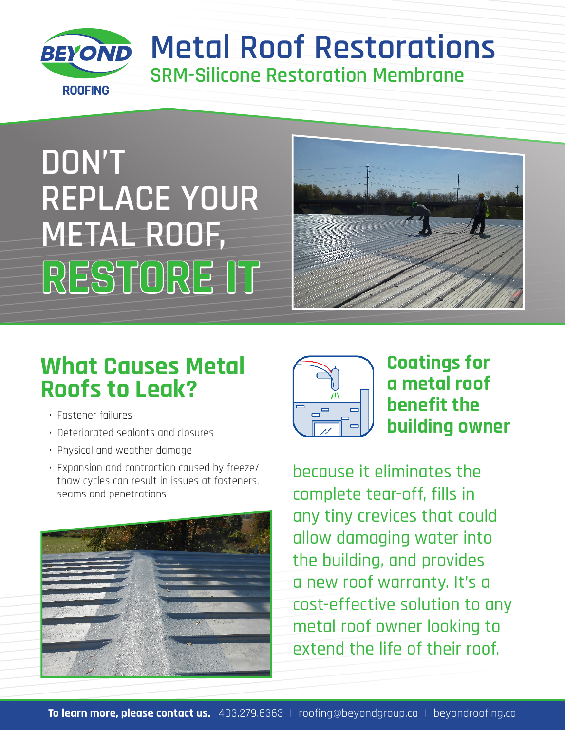BEYOND ROOFING

# Metal Roof Restorations

## SRM-Silicone Restoration Membrane

# DON'T REPLACE YOUR METAL ROOF, RESTORE IT

## What Causes Metal Roofs to Leak?

- Fastener failures
- Deteriorated sealants and closures
- Physical and weather damage
- Expansion and contraction caused by freeze/thaw cycles can result in issues at fasteners, seams and penetrations

## Coatings for a metal roof benefit the building owner

because it eliminates the complete tear-off, fills in any tiny crevices that could allow damaging water into the building, and provides a new roof warranty. It's a cost-effective solution to any metal roof owner looking to extend the life of their roof.

**To learn more, please contact us.** 403.279.6363 | roofing@beyondgroup.ca | beyondroofing.ca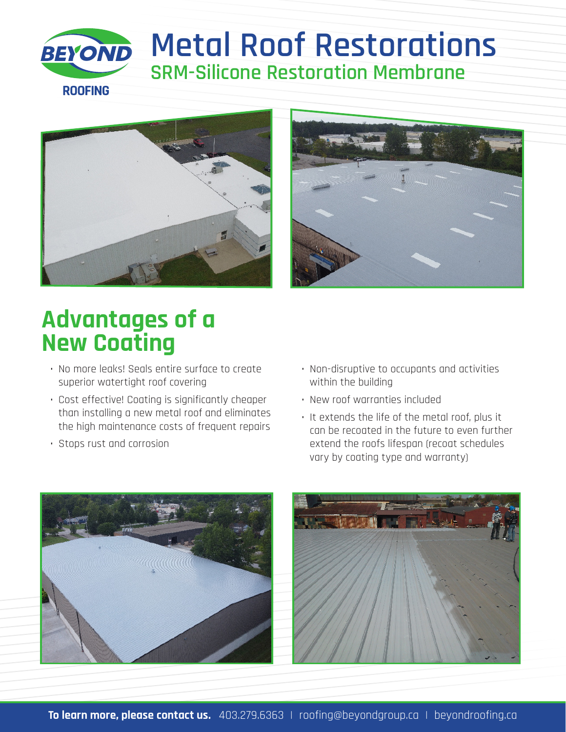BEYOND ROOFING

# Metal Roof Restorations

## SRM-Silicone Restoration Membrane

## Advantages of a New Coating

- No more leaks! Seals entire surface to create superior watertight roof covering
- Cost effective! Coating is significantly cheaper than installing a new metal roof and eliminates the high maintenance costs of frequent repairs
- Stops rust and corrosion
- Non-disruptive to occupants and activities within the building
- New roof warranties included
- It extends the life of the metal roof, plus it can be recoated in the future to even further extend the roofs lifespan (recoat schedules vary by coating type and warranty)

**To learn more, please contact us.** 403.279.6363 | roofing@beyondgroup.ca | beyondroofing.ca